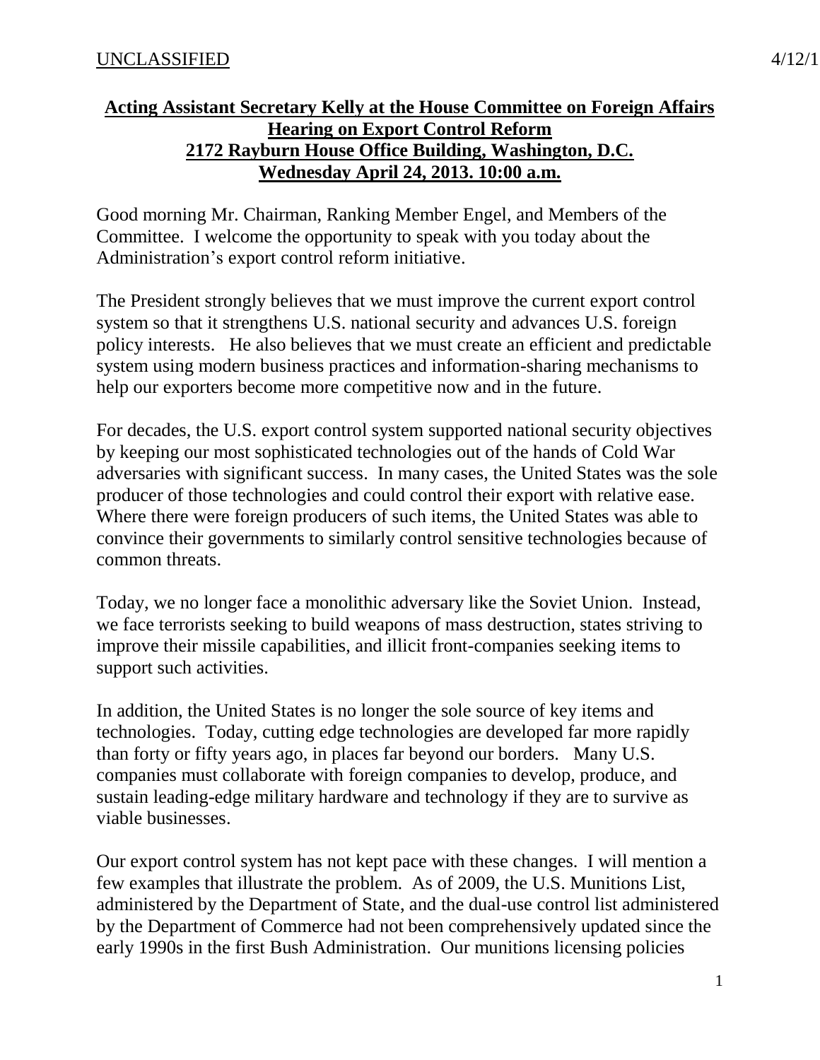**Acting Assistant Secretary Kelly at the House Committee on Foreign Affairs Hearing on Export Control Reform**
**2172 Rayburn House Office Building, Washington, D.C.**
**Wednesday April 24, 2013. 10:00 a.m.**

Good morning Mr. Chairman, Ranking Member Engel, and Members of the Committee. I welcome the opportunity to speak with you today about the Administration's export control reform initiative.

The President strongly believes that we must improve the current export control system so that it strengthens U.S. national security and advances U.S. foreign policy interests. He also believes that we must create an efficient and predictable system using modern business practices and information-sharing mechanisms to help our exporters become more competitive now and in the future.

For decades, the U.S. export control system supported national security objectives by keeping our most sophisticated technologies out of the hands of Cold War adversaries with significant success. In many cases, the United States was the sole producer of those technologies and could control their export with relative ease. Where there were foreign producers of such items, the United States was able to convince their governments to similarly control sensitive technologies because of common threats.

Today, we no longer face a monolithic adversary like the Soviet Union. Instead, we face terrorists seeking to build weapons of mass destruction, states striving to improve their missile capabilities, and illicit front-companies seeking items to support such activities.

In addition, the United States is no longer the sole source of key items and technologies. Today, cutting edge technologies are developed far more rapidly than forty or fifty years ago, in places far beyond our borders. Many U.S. companies must collaborate with foreign companies to develop, produce, and sustain leading-edge military hardware and technology if they are to survive as viable businesses.

Our export control system has not kept pace with these changes. I will mention a few examples that illustrate the problem. As of 2009, the U.S. Munitions List, administered by the Department of State, and the dual-use control list administered by the Department of Commerce had not been comprehensively updated since the early 1990s in the first Bush Administration. Our munitions licensing policies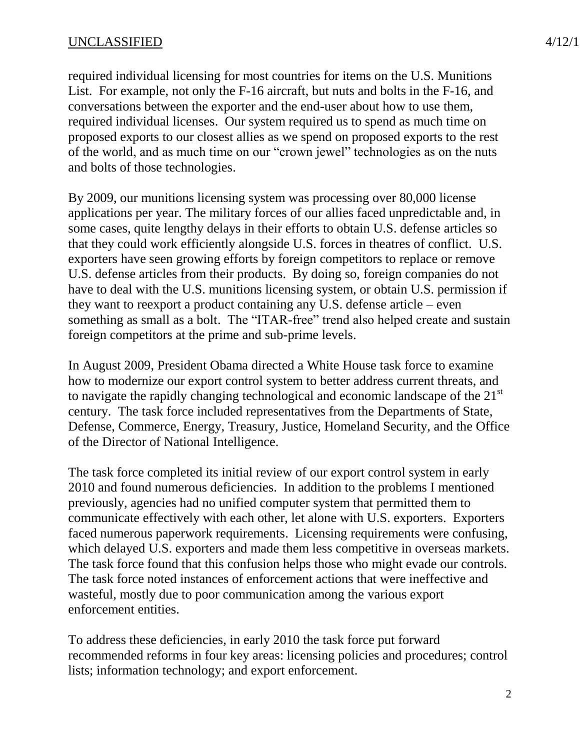required individual licensing for most countries for items on the U.S. Munitions List. For example, not only the F-16 aircraft, but nuts and bolts in the F-16, and conversations between the exporter and the end-user about how to use them, required individual licenses. Our system required us to spend as much time on proposed exports to our closest allies as we spend on proposed exports to the rest of the world, and as much time on our "crown jewel" technologies as on the nuts and bolts of those technologies.

By 2009, our munitions licensing system was processing over 80,000 license applications per year. The military forces of our allies faced unpredictable and, in some cases, quite lengthy delays in their efforts to obtain U.S. defense articles so that they could work efficiently alongside U.S. forces in theatres of conflict. U.S. exporters have seen growing efforts by foreign competitors to replace or remove U.S. defense articles from their products. By doing so, foreign companies do not have to deal with the U.S. munitions licensing system, or obtain U.S. permission if they want to reexport a product containing any U.S. defense article – even something as small as a bolt. The "ITAR-free" trend also helped create and sustain foreign competitors at the prime and sub-prime levels.

In August 2009, President Obama directed a White House task force to examine how to modernize our export control system to better address current threats, and to navigate the rapidly changing technological and economic landscape of the 21st century. The task force included representatives from the Departments of State, Defense, Commerce, Energy, Treasury, Justice, Homeland Security, and the Office of the Director of National Intelligence.

The task force completed its initial review of our export control system in early 2010 and found numerous deficiencies. In addition to the problems I mentioned previously, agencies had no unified computer system that permitted them to communicate effectively with each other, let alone with U.S. exporters. Exporters faced numerous paperwork requirements. Licensing requirements were confusing, which delayed U.S. exporters and made them less competitive in overseas markets. The task force found that this confusion helps those who might evade our controls. The task force noted instances of enforcement actions that were ineffective and wasteful, mostly due to poor communication among the various export enforcement entities.

To address these deficiencies, in early 2010 the task force put forward recommended reforms in four key areas: licensing policies and procedures; control lists; information technology; and export enforcement.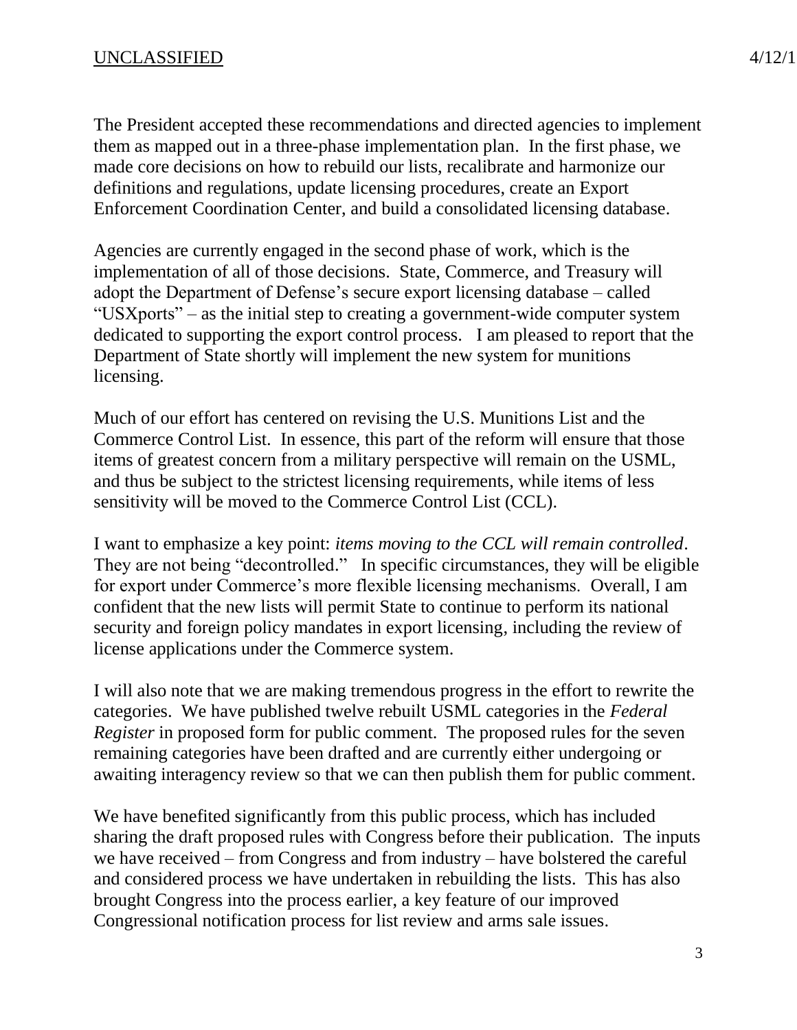The President accepted these recommendations and directed agencies to implement them as mapped out in a three-phase implementation plan. In the first phase, we made core decisions on how to rebuild our lists, recalibrate and harmonize our definitions and regulations, update licensing procedures, create an Export Enforcement Coordination Center, and build a consolidated licensing database.

Agencies are currently engaged in the second phase of work, which is the implementation of all of those decisions. State, Commerce, and Treasury will adopt the Department of Defense's secure export licensing database – called "USXports" – as the initial step to creating a government-wide computer system dedicated to supporting the export control process. I am pleased to report that the Department of State shortly will implement the new system for munitions licensing.

Much of our effort has centered on revising the U.S. Munitions List and the Commerce Control List. In essence, this part of the reform will ensure that those items of greatest concern from a military perspective will remain on the USML, and thus be subject to the strictest licensing requirements, while items of less sensitivity will be moved to the Commerce Control List (CCL).

I want to emphasize a key point: *items moving to the CCL will remain controlled*. They are not being "decontrolled." In specific circumstances, they will be eligible for export under Commerce's more flexible licensing mechanisms. Overall, I am confident that the new lists will permit State to continue to perform its national security and foreign policy mandates in export licensing, including the review of license applications under the Commerce system.

I will also note that we are making tremendous progress in the effort to rewrite the categories. We have published twelve rebuilt USML categories in the *Federal Register* in proposed form for public comment. The proposed rules for the seven remaining categories have been drafted and are currently either undergoing or awaiting interagency review so that we can then publish them for public comment.

We have benefited significantly from this public process, which has included sharing the draft proposed rules with Congress before their publication. The inputs we have received – from Congress and from industry – have bolstered the careful and considered process we have undertaken in rebuilding the lists. This has also brought Congress into the process earlier, a key feature of our improved Congressional notification process for list review and arms sale issues.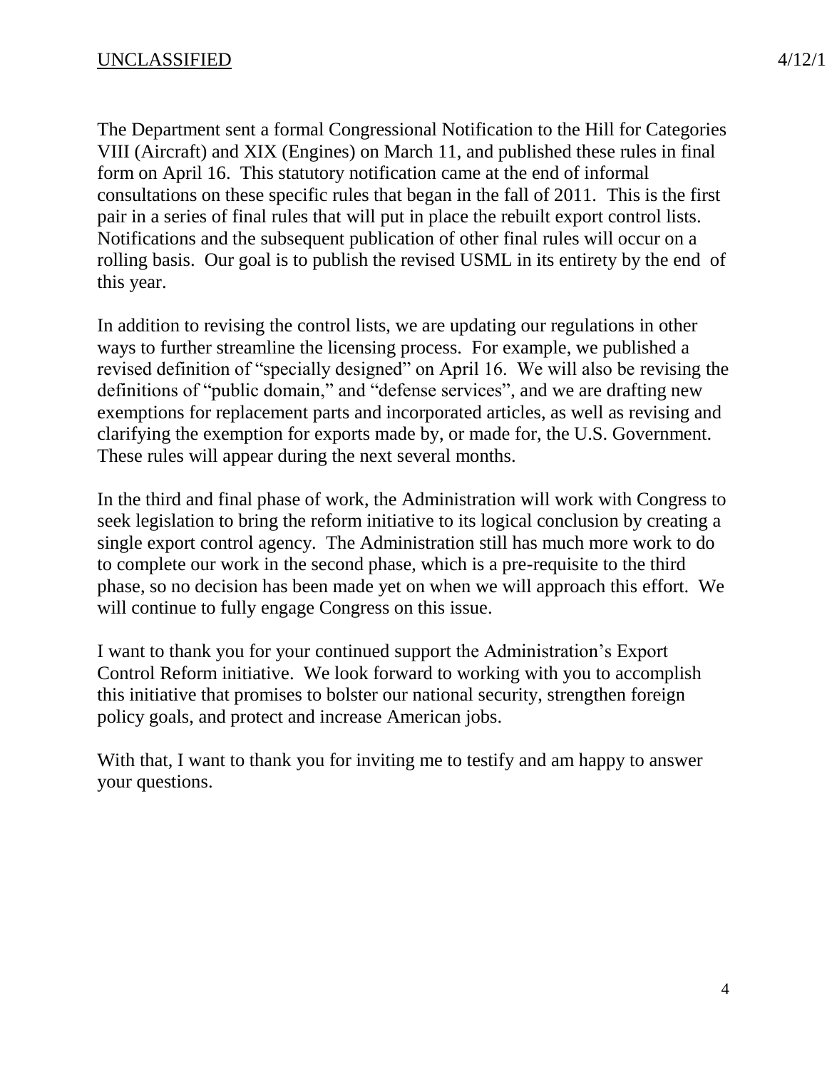The Department sent a formal Congressional Notification to the Hill for Categories VIII (Aircraft) and XIX (Engines) on March 11, and published these rules in final form on April 16. This statutory notification came at the end of informal consultations on these specific rules that began in the fall of 2011. This is the first pair in a series of final rules that will put in place the rebuilt export control lists. Notifications and the subsequent publication of other final rules will occur on a rolling basis. Our goal is to publish the revised USML in its entirety by the end of this year.

In addition to revising the control lists, we are updating our regulations in other ways to further streamline the licensing process. For example, we published a revised definition of "specially designed" on April 16. We will also be revising the definitions of "public domain," and "defense services", and we are drafting new exemptions for replacement parts and incorporated articles, as well as revising and clarifying the exemption for exports made by, or made for, the U.S. Government. These rules will appear during the next several months.

In the third and final phase of work, the Administration will work with Congress to seek legislation to bring the reform initiative to its logical conclusion by creating a single export control agency. The Administration still has much more work to do to complete our work in the second phase, which is a pre-requisite to the third phase, so no decision has been made yet on when we will approach this effort. We will continue to fully engage Congress on this issue.

I want to thank you for your continued support the Administration's Export Control Reform initiative. We look forward to working with you to accomplish this initiative that promises to bolster our national security, strengthen foreign policy goals, and protect and increase American jobs.

With that, I want to thank you for inviting me to testify and am happy to answer your questions.